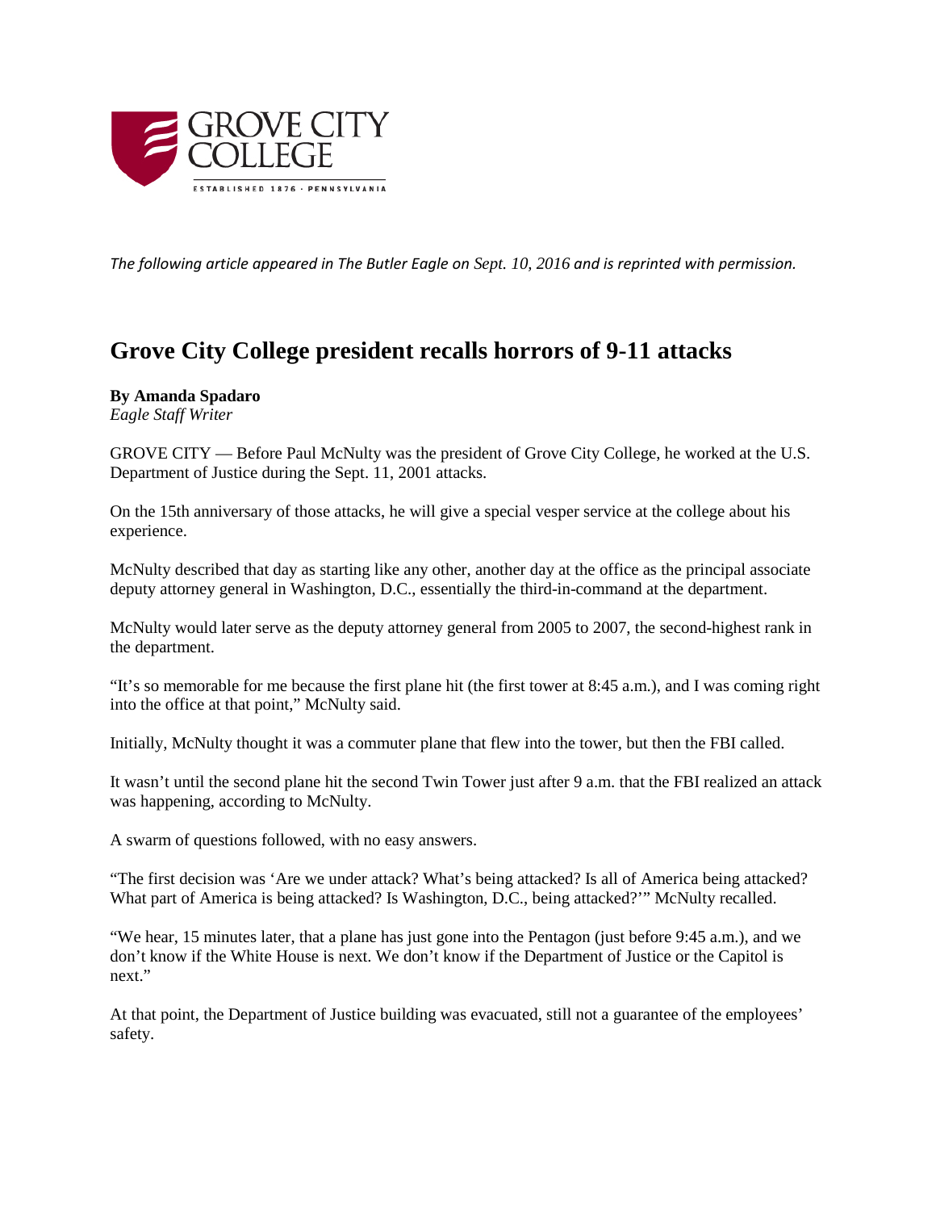GROVE CITY COLLEGE

ESTABLISHED 1876 · PENNSYLVANIA

*The following article appeared in The Butler Eagle on Sept. 10, 2016 and is reprinted with permission.*

# Grove City College president recalls horrors of 9-11 attacks

**By Amanda Spadaro**
*Eagle Staff Writer*

GROVE CITY — Before Paul McNulty was the president of Grove City College, he worked at the U.S. Department of Justice during the Sept. 11, 2001 attacks.

On the 15th anniversary of those attacks, he will give a special vesper service at the college about his experience.

McNulty described that day as starting like any other, another day at the office as the principal associate deputy attorney general in Washington, D.C., essentially the third-in-command at the department.

McNulty would later serve as the deputy attorney general from 2005 to 2007, the second-highest rank in the department.

"It's so memorable for me because the first plane hit (the first tower at 8:45 a.m.), and I was coming right into the office at that point," McNulty said.

Initially, McNulty thought it was a commuter plane that flew into the tower, but then the FBI called.

It wasn't until the second plane hit the second Twin Tower just after 9 a.m. that the FBI realized an attack was happening, according to McNulty.

A swarm of questions followed, with no easy answers.

"The first decision was 'Are we under attack? What's being attacked? Is all of America being attacked? What part of America is being attacked? Is Washington, D.C., being attacked?'" McNulty recalled.

"We hear, 15 minutes later, that a plane has just gone into the Pentagon (just before 9:45 a.m.), and we don't know if the White House is next. We don't know if the Department of Justice or the Capitol is next."

At that point, the Department of Justice building was evacuated, still not a guarantee of the employees' safety.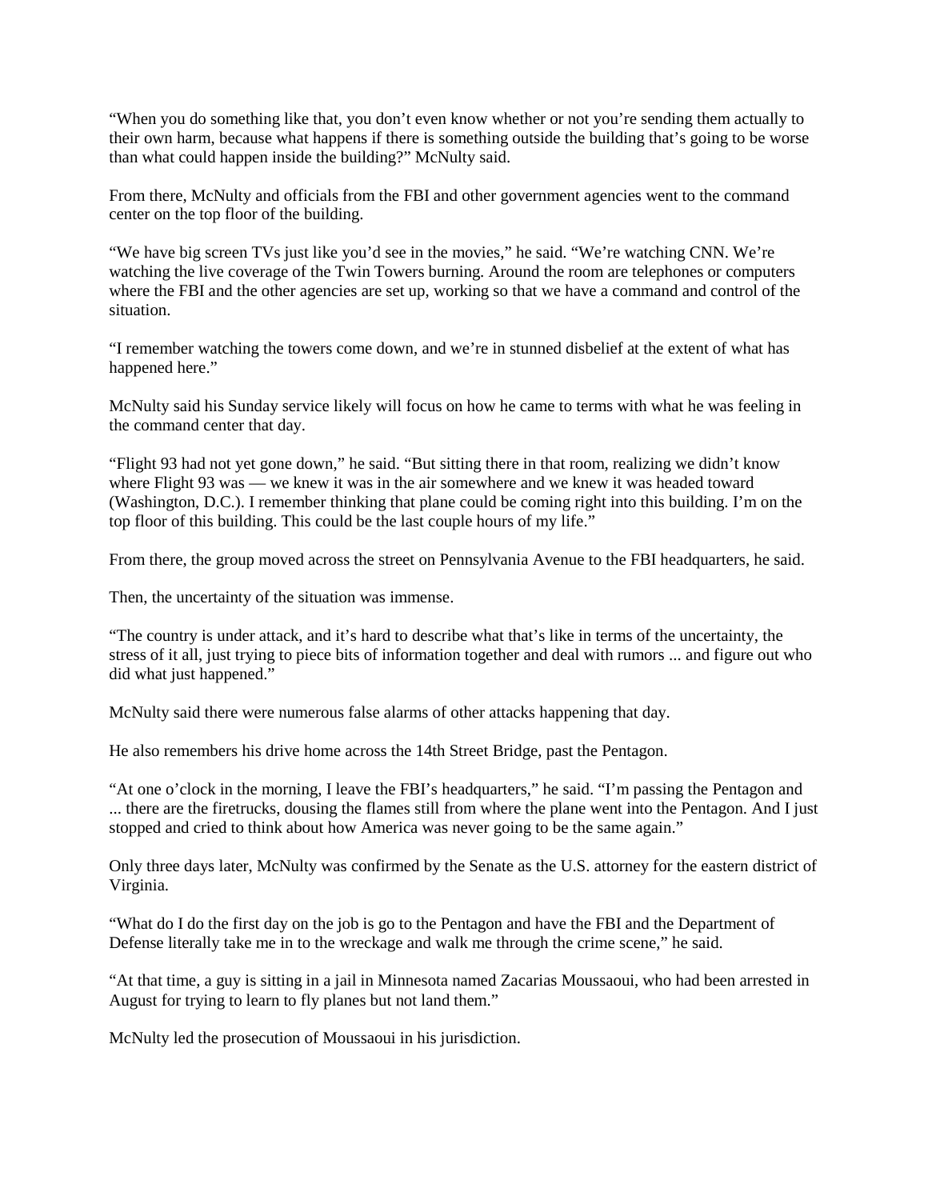"When you do something like that, you don't even know whether or not you're sending them actually to their own harm, because what happens if there is something outside the building that's going to be worse than what could happen inside the building?" McNulty said.

From there, McNulty and officials from the FBI and other government agencies went to the command center on the top floor of the building.

"We have big screen TVs just like you'd see in the movies," he said. "We're watching CNN. We're watching the live coverage of the Twin Towers burning. Around the room are telephones or computers where the FBI and the other agencies are set up, working so that we have a command and control of the situation.

"I remember watching the towers come down, and we're in stunned disbelief at the extent of what has happened here."

McNulty said his Sunday service likely will focus on how he came to terms with what he was feeling in the command center that day.

"Flight 93 had not yet gone down," he said. "But sitting there in that room, realizing we didn't know where Flight 93 was — we knew it was in the air somewhere and we knew it was headed toward (Washington, D.C.). I remember thinking that plane could be coming right into this building. I'm on the top floor of this building. This could be the last couple hours of my life."

From there, the group moved across the street on Pennsylvania Avenue to the FBI headquarters, he said.

Then, the uncertainty of the situation was immense.

"The country is under attack, and it's hard to describe what that's like in terms of the uncertainty, the stress of it all, just trying to piece bits of information together and deal with rumors ... and figure out who did what just happened."

McNulty said there were numerous false alarms of other attacks happening that day.

He also remembers his drive home across the 14th Street Bridge, past the Pentagon.

"At one o'clock in the morning, I leave the FBI's headquarters," he said. "I'm passing the Pentagon and ... there are the firetrucks, dousing the flames still from where the plane went into the Pentagon. And I just stopped and cried to think about how America was never going to be the same again."

Only three days later, McNulty was confirmed by the Senate as the U.S. attorney for the eastern district of Virginia.

"What do I do the first day on the job is go to the Pentagon and have the FBI and the Department of Defense literally take me in to the wreckage and walk me through the crime scene," he said.

"At that time, a guy is sitting in a jail in Minnesota named Zacarias Moussaoui, who had been arrested in August for trying to learn to fly planes but not land them."

McNulty led the prosecution of Moussaoui in his jurisdiction.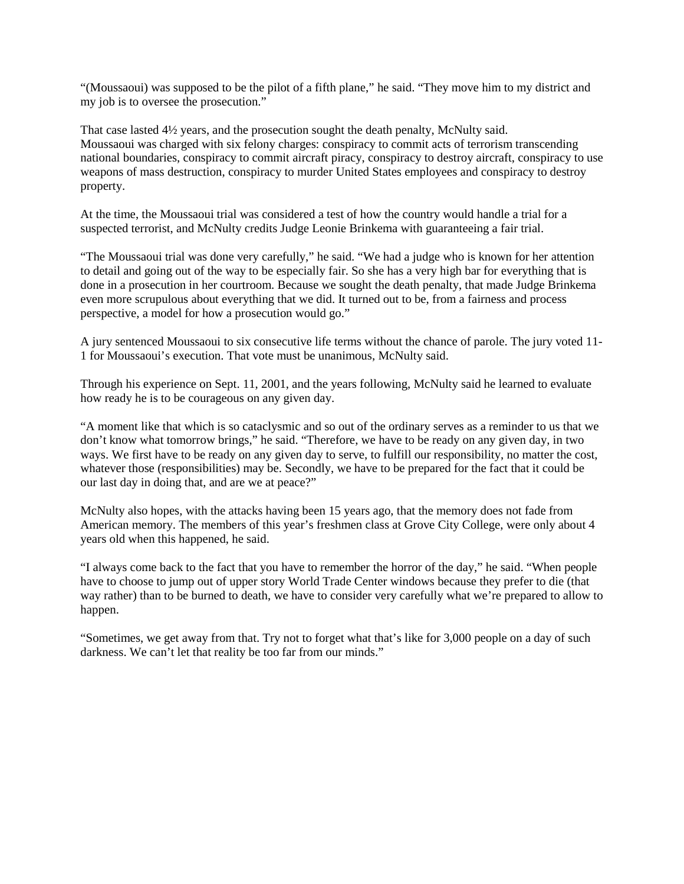"(Moussaoui) was supposed to be the pilot of a fifth plane," he said. "They move him to my district and my job is to oversee the prosecution."

That case lasted 4½ years, and the prosecution sought the death penalty, McNulty said.
Moussaoui was charged with six felony charges: conspiracy to commit acts of terrorism transcending national boundaries, conspiracy to commit aircraft piracy, conspiracy to destroy aircraft, conspiracy to use weapons of mass destruction, conspiracy to murder United States employees and conspiracy to destroy property.

At the time, the Moussaoui trial was considered a test of how the country would handle a trial for a suspected terrorist, and McNulty credits Judge Leonie Brinkema with guaranteeing a fair trial.

"The Moussaoui trial was done very carefully," he said. "We had a judge who is known for her attention to detail and going out of the way to be especially fair. So she has a very high bar for everything that is done in a prosecution in her courtroom. Because we sought the death penalty, that made Judge Brinkema even more scrupulous about everything that we did. It turned out to be, from a fairness and process perspective, a model for how a prosecution would go."

A jury sentenced Moussaoui to six consecutive life terms without the chance of parole. The jury voted 11-1 for Moussaoui's execution. That vote must be unanimous, McNulty said.

Through his experience on Sept. 11, 2001, and the years following, McNulty said he learned to evaluate how ready he is to be courageous on any given day.

"A moment like that which is so cataclysmic and so out of the ordinary serves as a reminder to us that we don't know what tomorrow brings," he said. "Therefore, we have to be ready on any given day, in two ways. We first have to be ready on any given day to serve, to fulfill our responsibility, no matter the cost, whatever those (responsibilities) may be. Secondly, we have to be prepared for the fact that it could be our last day in doing that, and are we at peace?"

McNulty also hopes, with the attacks having been 15 years ago, that the memory does not fade from American memory. The members of this year's freshmen class at Grove City College, were only about 4 years old when this happened, he said.

"I always come back to the fact that you have to remember the horror of the day," he said. "When people have to choose to jump out of upper story World Trade Center windows because they prefer to die (that way rather) than to be burned to death, we have to consider very carefully what we're prepared to allow to happen.

"Sometimes, we get away from that. Try not to forget what that's like for 3,000 people on a day of such darkness. We can't let that reality be too far from our minds."